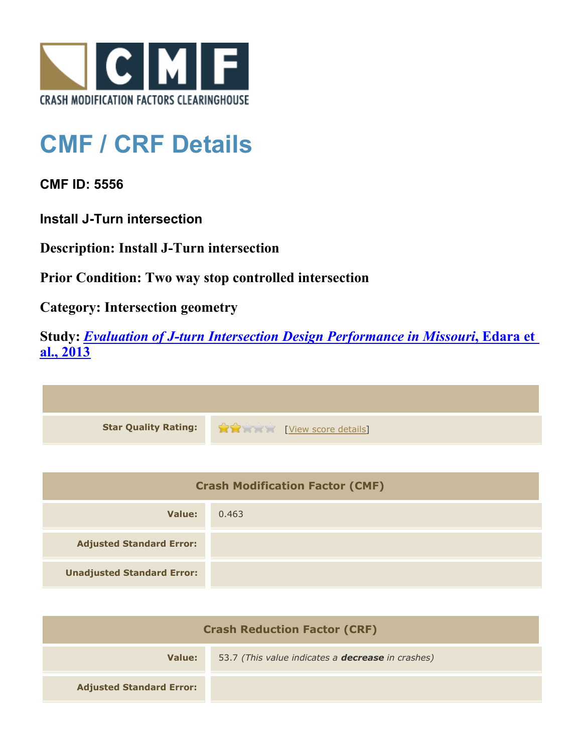CRASH MODIFICATION FACTORS CLEARINGHOUSE

# CMF / CRF Details

**CMF ID: 5556**

**Install J-Turn intersection**

**Description: Install J-Turn intersection**

**Prior Condition: Two way stop controlled intersection**

**Category: Intersection geometry**

**Study: *Evaluation of J-turn Intersection Design Performance in Missouri*, Edara et al., 2013**

| | |
|---|---|
| **Star Quality Rating:** | 2 of 5 stars [View score details] |

| Crash Modification Factor (CMF) | |
|---|---|
| **Value:** | 0.463 |
| **Adjusted Standard Error:** | |
| **Unadjusted Standard Error:** | |

| Crash Reduction Factor (CRF) | |
|---|---|
| **Value:** | 53.7 *(This value indicates a **decrease** in crashes)* |
| **Adjusted Standard Error:** | |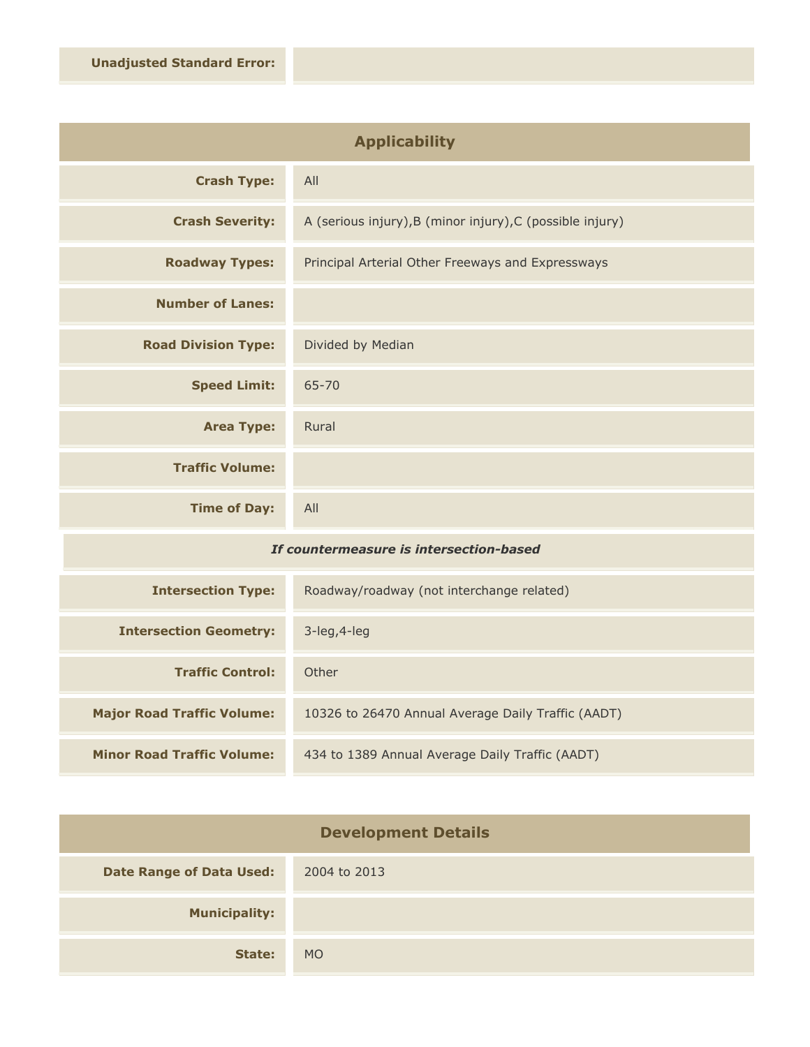| | |
|---|---|
| **Unadjusted Standard Error:** | |

## Applicability

| | |
|---|---|
| **Crash Type:** | All |
| **Crash Severity:** | A (serious injury),B (minor injury),C (possible injury) |
| **Roadway Types:** | Principal Arterial Other Freeways and Expressways |
| **Number of Lanes:** | |
| **Road Division Type:** | Divided by Median |
| **Speed Limit:** | 65-70 |
| **Area Type:** | Rural |
| **Traffic Volume:** | |
| **Time of Day:** | All |
| ***If countermeasure is intersection-based*** | |
| **Intersection Type:** | Roadway/roadway (not interchange related) |
| **Intersection Geometry:** | 3-leg,4-leg |
| **Traffic Control:** | Other |
| **Major Road Traffic Volume:** | 10326 to 26470 Annual Average Daily Traffic (AADT) |
| **Minor Road Traffic Volume:** | 434 to 1389 Annual Average Daily Traffic (AADT) |

## Development Details

| | |
|---|---|
| **Date Range of Data Used:** | 2004 to 2013 |
| **Municipality:** | |
| **State:** | MO |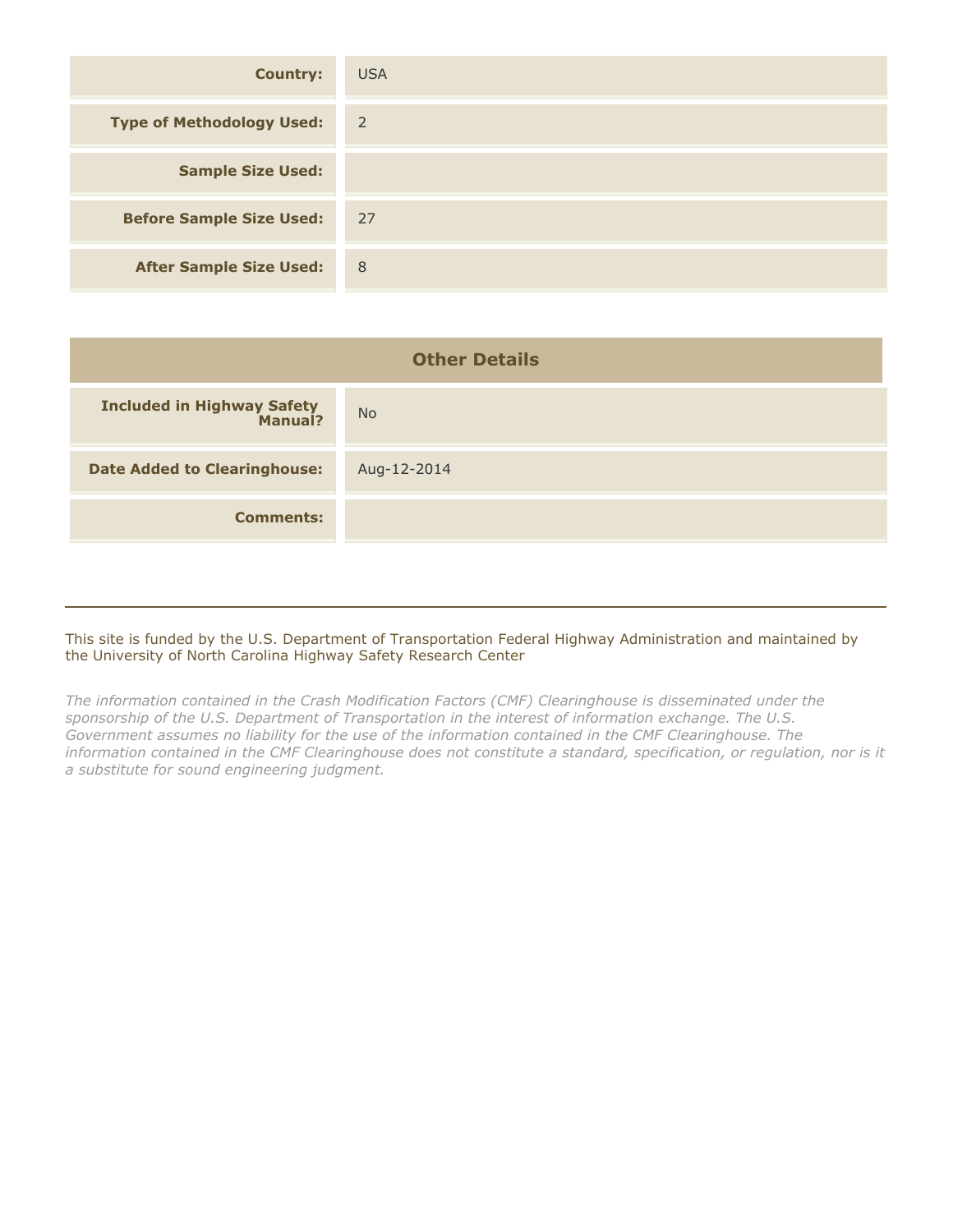| | |
|---|---|
| **Country:** | USA |
| **Type of Methodology Used:** | 2 |
| **Sample Size Used:** | |
| **Before Sample Size Used:** | 27 |
| **After Sample Size Used:** | 8 |

## Other Details

| | |
|---|---|
| **Included in Highway Safety Manual?** | No |
| **Date Added to Clearinghouse:** | Aug-12-2014 |
| **Comments:** | |

---

This site is funded by the U.S. Department of Transportation Federal Highway Administration and maintained by the University of North Carolina Highway Safety Research Center

*The information contained in the Crash Modification Factors (CMF) Clearinghouse is disseminated under the sponsorship of the U.S. Department of Transportation in the interest of information exchange. The U.S. Government assumes no liability for the use of the information contained in the CMF Clearinghouse. The information contained in the CMF Clearinghouse does not constitute a standard, specification, or regulation, nor is it a substitute for sound engineering judgment.*